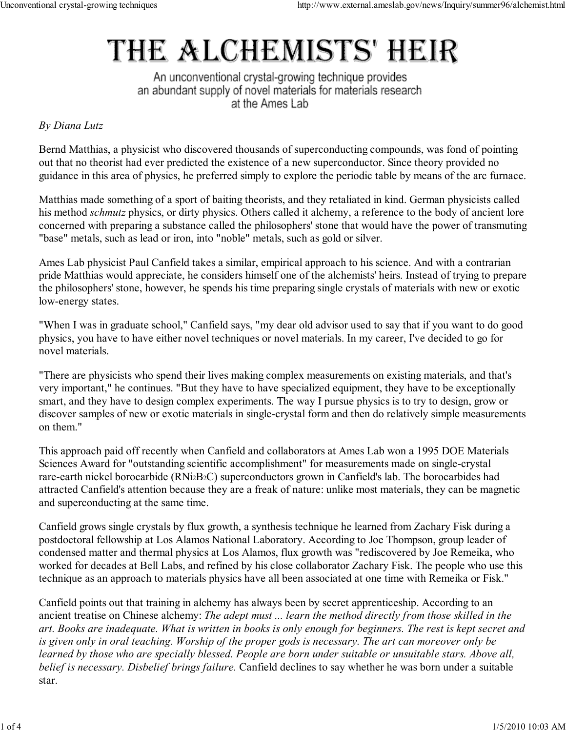# THE ALCHEMISTS' HEIR

An unconventional crystal-growing technique provides an abundant supply of novel materials for materials research at the Ames Lab

*By Diana Lutz*

Bernd Matthias, a physicist who discovered thousands of superconducting compounds, was fond of pointing out that no theorist had ever predicted the existence of a new superconductor. Since theory provided no guidance in this area of physics, he preferred simply to explore the periodic table by means of the arc furnace.

Matthias made something of a sport of baiting theorists, and they retaliated in kind. German physicists called his method *schmutz* physics, or dirty physics. Others called it alchemy, a reference to the body of ancient lore concerned with preparing a substance called the philosophers' stone that would have the power of transmuting "base" metals, such as lead or iron, into "noble" metals, such as gold or silver.

Ames Lab physicist Paul Canfield takes a similar, empirical approach to his science. And with a contrarian pride Matthias would appreciate, he considers himself one of the alchemists' heirs. Instead of trying to prepare the philosophers' stone, however, he spends his time preparing single crystals of materials with new or exotic low-energy states.

"When I was in graduate school," Canfield says, "my dear old advisor used to say that if you want to do good physics, you have to have either novel techniques or novel materials. In my career, I've decided to go for novel materials.

"There are physicists who spend their lives making complex measurements on existing materials, and that's very important," he continues. "But they have to have specialized equipment, they have to be exceptionally smart, and they have to design complex experiments. The way I pursue physics is to try to design, grow or discover samples of new or exotic materials in single-crystal form and then do relatively simple measurements on them."

This approach paid off recently when Canfield and collaborators at Ames Lab won a 1995 DOE Materials Sciences Award for "outstanding scientific accomplishment" for measurements made on single-crystal rare-earth nickel borocarbide ($RNi_2B_2C$) superconductors grown in Canfield's lab. The borocarbides had attracted Canfield's attention because they are a freak of nature: unlike most materials, they can be magnetic and superconducting at the same time.

Canfield grows single crystals by flux growth, a synthesis technique he learned from Zachary Fisk during a postdoctoral fellowship at Los Alamos National Laboratory. According to Joe Thompson, group leader of condensed matter and thermal physics at Los Alamos, flux growth was "rediscovered by Joe Remeika, who worked for decades at Bell Labs, and refined by his close collaborator Zachary Fisk. The people who use this technique as an approach to materials physics have all been associated at one time with Remeika or Fisk."

Canfield points out that training in alchemy has always been by secret apprenticeship. According to an ancient treatise on Chinese alchemy: *The adept must ... learn the method directly from those skilled in the art. Books are inadequate. What is written in books is only enough for beginners. The rest is kept secret and is given only in oral teaching. Worship of the proper gods is necessary. The art can moreover only be learned by those who are specially blessed. People are born under suitable or unsuitable stars. Above all, belief is necessary. Disbelief brings failure.* Canfield declines to say whether he was born under a suitable star.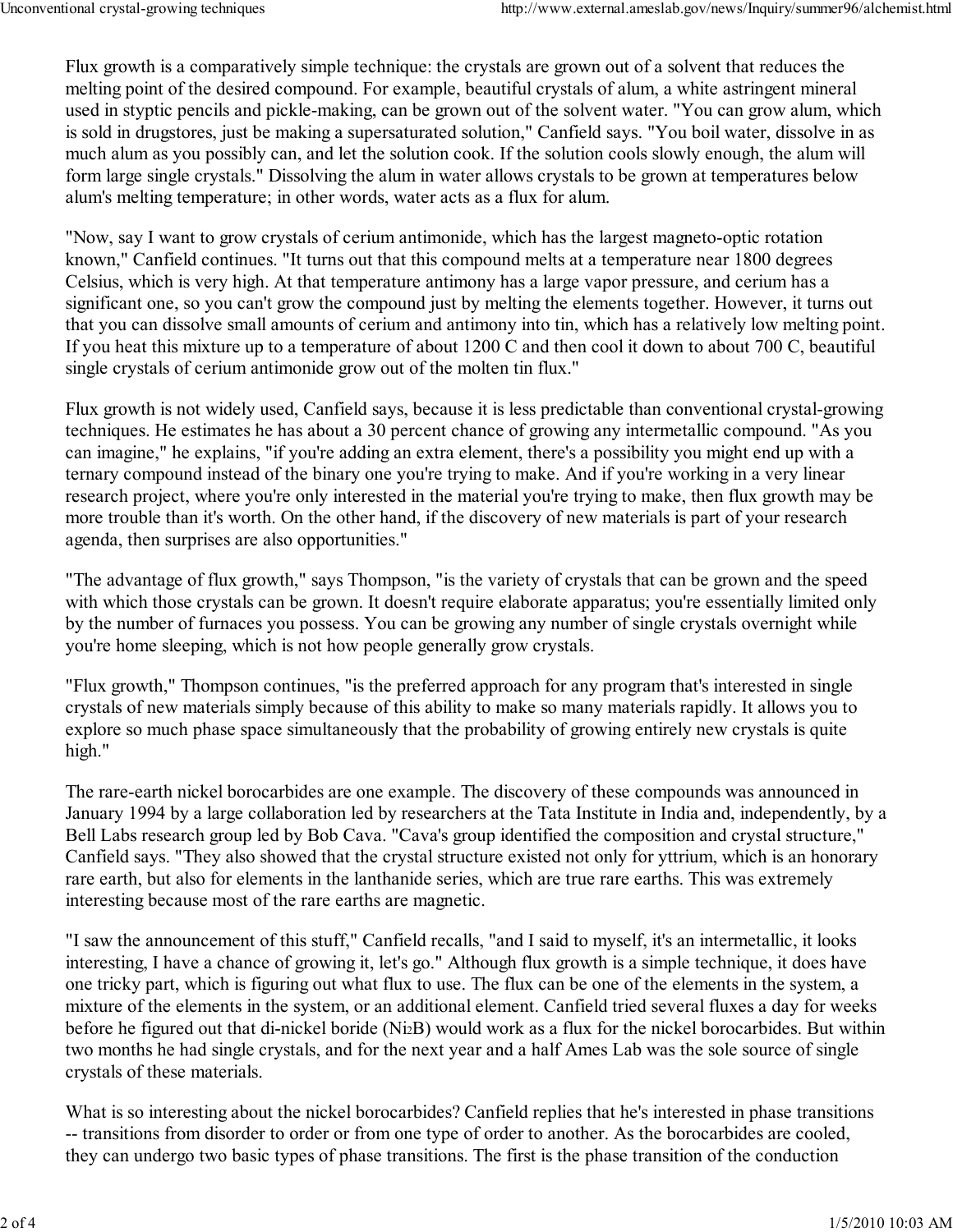Flux growth is a comparatively simple technique: the crystals are grown out of a solvent that reduces the melting point of the desired compound. For example, beautiful crystals of alum, a white astringent mineral used in styptic pencils and pickle-making, can be grown out of the solvent water. "You can grow alum, which is sold in drugstores, just be making a supersaturated solution," Canfield says. "You boil water, dissolve in as much alum as you possibly can, and let the solution cook. If the solution cools slowly enough, the alum will form large single crystals." Dissolving the alum in water allows crystals to be grown at temperatures below alum's melting temperature; in other words, water acts as a flux for alum.

"Now, say I want to grow crystals of cerium antimonide, which has the largest magneto-optic rotation known," Canfield continues. "It turns out that this compound melts at a temperature near 1800 degrees Celsius, which is very high. At that temperature antimony has a large vapor pressure, and cerium has a significant one, so you can't grow the compound just by melting the elements together. However, it turns out that you can dissolve small amounts of cerium and antimony into tin, which has a relatively low melting point. If you heat this mixture up to a temperature of about 1200 C and then cool it down to about 700 C, beautiful single crystals of cerium antimonide grow out of the molten tin flux."

Flux growth is not widely used, Canfield says, because it is less predictable than conventional crystal-growing techniques. He estimates he has about a 30 percent chance of growing any intermetallic compound. "As you can imagine," he explains, "if you're adding an extra element, there's a possibility you might end up with a ternary compound instead of the binary one you're trying to make. And if you're working in a very linear research project, where you're only interested in the material you're trying to make, then flux growth may be more trouble than it's worth. On the other hand, if the discovery of new materials is part of your research agenda, then surprises are also opportunities."

"The advantage of flux growth," says Thompson, "is the variety of crystals that can be grown and the speed with which those crystals can be grown. It doesn't require elaborate apparatus; you're essentially limited only by the number of furnaces you possess. You can be growing any number of single crystals overnight while you're home sleeping, which is not how people generally grow crystals.

"Flux growth," Thompson continues, "is the preferred approach for any program that's interested in single crystals of new materials simply because of this ability to make so many materials rapidly. It allows you to explore so much phase space simultaneously that the probability of growing entirely new crystals is quite high."

The rare-earth nickel borocarbides are one example. The discovery of these compounds was announced in January 1994 by a large collaboration led by researchers at the Tata Institute in India and, independently, by a Bell Labs research group led by Bob Cava. "Cava's group identified the composition and crystal structure," Canfield says. "They also showed that the crystal structure existed not only for yttrium, which is an honorary rare earth, but also for elements in the lanthanide series, which are true rare earths. This was extremely interesting because most of the rare earths are magnetic.

"I saw the announcement of this stuff," Canfield recalls, "and I said to myself, it's an intermetallic, it looks interesting, I have a chance of growing it, let's go." Although flux growth is a simple technique, it does have one tricky part, which is figuring out what flux to use. The flux can be one of the elements in the system, a mixture of the elements in the system, or an additional element. Canfield tried several fluxes a day for weeks before he figured out that di-nickel boride ($Ni_2B$) would work as a flux for the nickel borocarbides. But within two months he had single crystals, and for the next year and a half Ames Lab was the sole source of single crystals of these materials.

What is so interesting about the nickel borocarbides? Canfield replies that he's interested in phase transitions -- transitions from disorder to order or from one type of order to another. As the borocarbides are cooled, they can undergo two basic types of phase transitions. The first is the phase transition of the conduction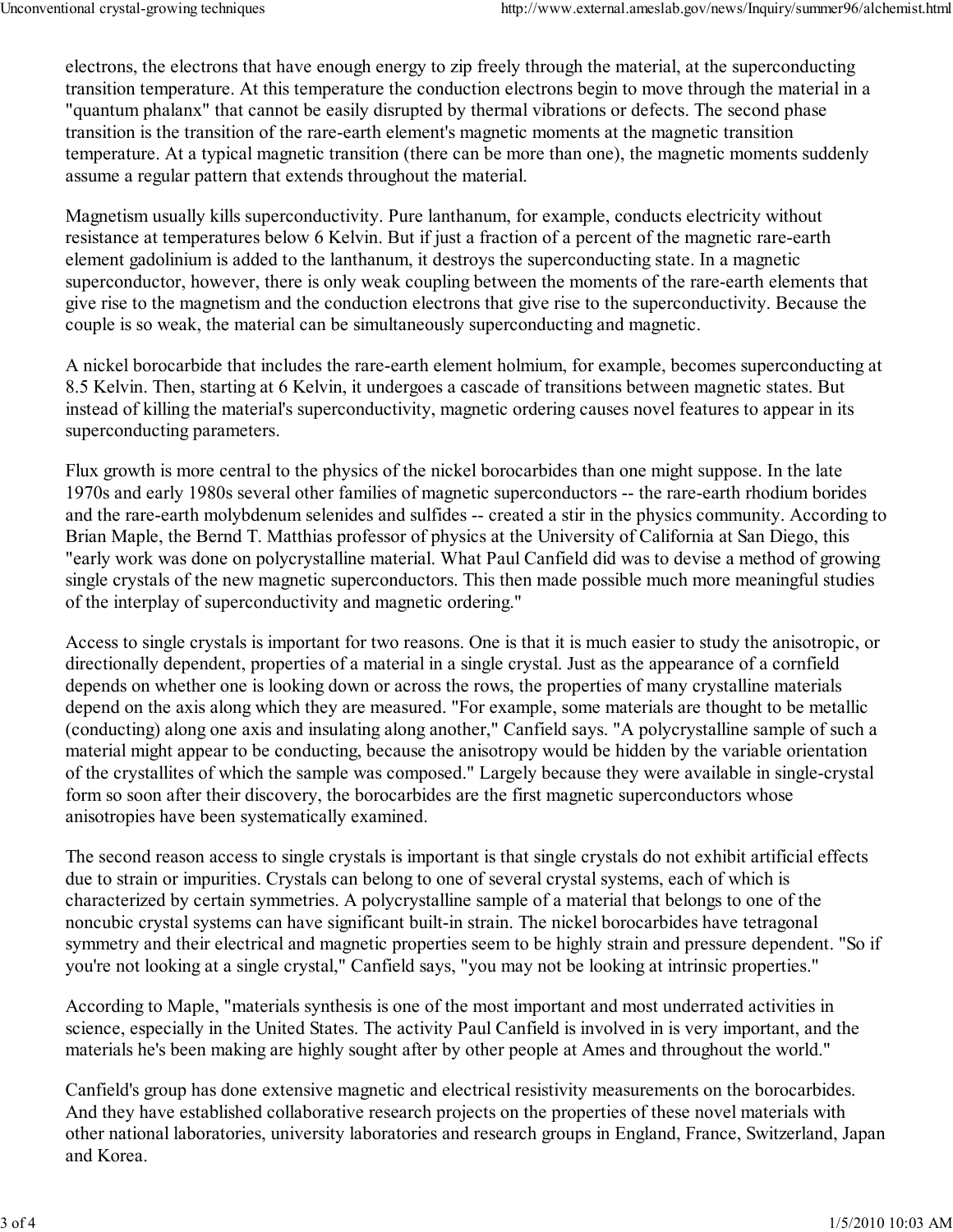electrons, the electrons that have enough energy to zip freely through the material, at the superconducting transition temperature. At this temperature the conduction electrons begin to move through the material in a "quantum phalanx" that cannot be easily disrupted by thermal vibrations or defects. The second phase transition is the transition of the rare-earth element's magnetic moments at the magnetic transition temperature. At a typical magnetic transition (there can be more than one), the magnetic moments suddenly assume a regular pattern that extends throughout the material.

Magnetism usually kills superconductivity. Pure lanthanum, for example, conducts electricity without resistance at temperatures below 6 Kelvin. But if just a fraction of a percent of the magnetic rare-earth element gadolinium is added to the lanthanum, it destroys the superconducting state. In a magnetic superconductor, however, there is only weak coupling between the moments of the rare-earth elements that give rise to the magnetism and the conduction electrons that give rise to the superconductivity. Because the couple is so weak, the material can be simultaneously superconducting and magnetic.

A nickel borocarbide that includes the rare-earth element holmium, for example, becomes superconducting at 8.5 Kelvin. Then, starting at 6 Kelvin, it undergoes a cascade of transitions between magnetic states. But instead of killing the material's superconductivity, magnetic ordering causes novel features to appear in its superconducting parameters.

Flux growth is more central to the physics of the nickel borocarbides than one might suppose. In the late 1970s and early 1980s several other families of magnetic superconductors -- the rare-earth rhodium borides and the rare-earth molybdenum selenides and sulfides -- created a stir in the physics community. According to Brian Maple, the Bernd T. Matthias professor of physics at the University of California at San Diego, this "early work was done on polycrystalline material. What Paul Canfield did was to devise a method of growing single crystals of the new magnetic superconductors. This then made possible much more meaningful studies of the interplay of superconductivity and magnetic ordering."

Access to single crystals is important for two reasons. One is that it is much easier to study the anisotropic, or directionally dependent, properties of a material in a single crystal. Just as the appearance of a cornfield depends on whether one is looking down or across the rows, the properties of many crystalline materials depend on the axis along which they are measured. "For example, some materials are thought to be metallic (conducting) along one axis and insulating along another," Canfield says. "A polycrystalline sample of such a material might appear to be conducting, because the anisotropy would be hidden by the variable orientation of the crystallites of which the sample was composed." Largely because they were available in single-crystal form so soon after their discovery, the borocarbides are the first magnetic superconductors whose anisotropies have been systematically examined.

The second reason access to single crystals is important is that single crystals do not exhibit artificial effects due to strain or impurities. Crystals can belong to one of several crystal systems, each of which is characterized by certain symmetries. A polycrystalline sample of a material that belongs to one of the noncubic crystal systems can have significant built-in strain. The nickel borocarbides have tetragonal symmetry and their electrical and magnetic properties seem to be highly strain and pressure dependent. "So if you're not looking at a single crystal," Canfield says, "you may not be looking at intrinsic properties."

According to Maple, "materials synthesis is one of the most important and most underrated activities in science, especially in the United States. The activity Paul Canfield is involved in is very important, and the materials he's been making are highly sought after by other people at Ames and throughout the world."

Canfield's group has done extensive magnetic and electrical resistivity measurements on the borocarbides. And they have established collaborative research projects on the properties of these novel materials with other national laboratories, university laboratories and research groups in England, France, Switzerland, Japan and Korea.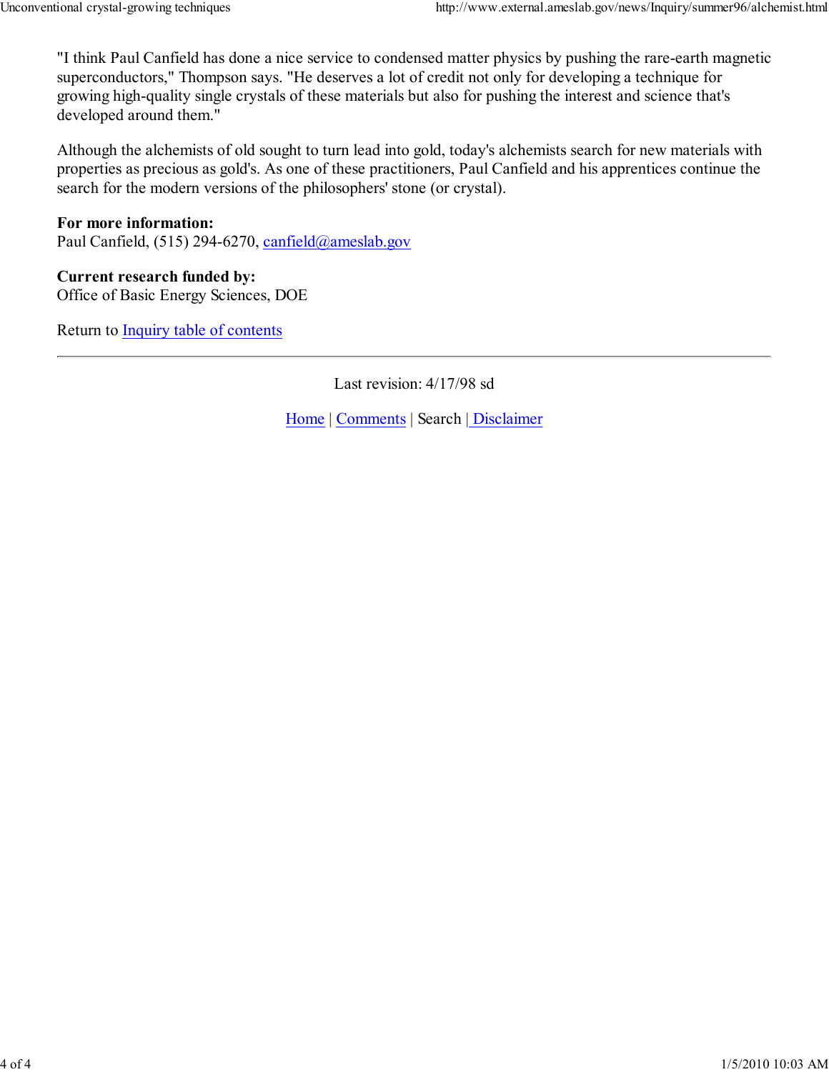"I think Paul Canfield has done a nice service to condensed matter physics by pushing the rare-earth magnetic superconductors," Thompson says. "He deserves a lot of credit not only for developing a technique for growing high-quality single crystals of these materials but also for pushing the interest and science that's developed around them."

Although the alchemists of old sought to turn lead into gold, today's alchemists search for new materials with properties as precious as gold's. As one of these practitioners, Paul Canfield and his apprentices continue the search for the modern versions of the philosophers' stone (or crystal).

**For more information:**
Paul Canfield, (515) 294-6270, canfield@ameslab.gov

**Current research funded by:**
Office of Basic Energy Sciences, DOE

Return to Inquiry table of contents

---

Last revision: 4/17/98 sd

Home | Comments | Search | Disclaimer